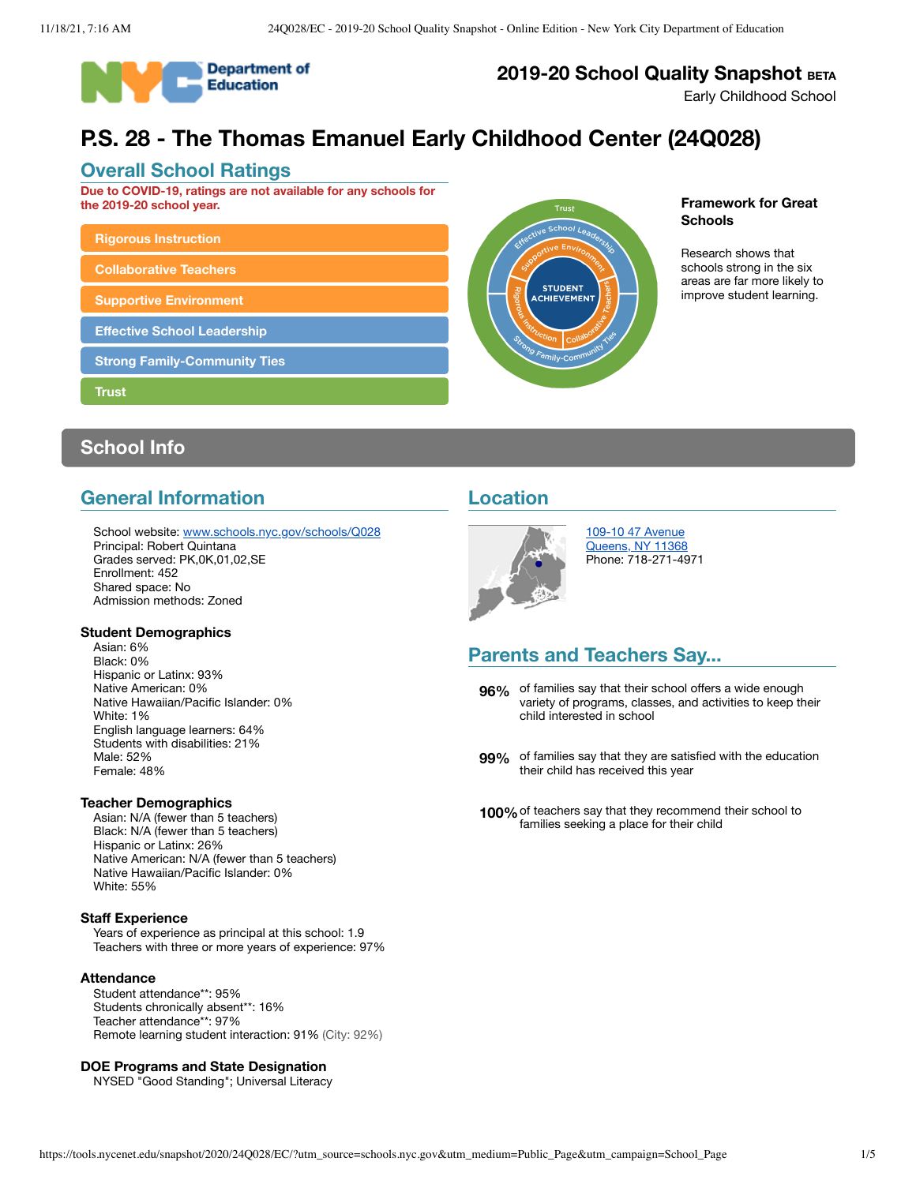# 2019-20 School Quality Snapshot BETA

Early Childhood School

# P.S. 28 - The Thomas Emanuel Early Childhood Center (24Q028)

## Overall School Ratings

**Due to COVID-19, ratings are not available for any schools for the 2019-20 school year.**

- Rigorous Instruction
- Collaborative Teachers
- Supportive Environment
- Effective School Leadership
- Strong Family-Community Ties
- Trust

### Framework for Great Schools

Research shows that schools strong in the six areas are far more likely to improve student learning.

## School Info

### General Information

School website: www.schools.nyc.gov/schools/Q028
Principal: Robert Quintana
Grades served: PK,0K,01,02,SE
Enrollment: 452
Shared space: No
Admission methods: Zoned

#### Student Demographics

Asian: 6%
Black: 0%
Hispanic or Latinx: 93%
Native American: 0%
Native Hawaiian/Pacific Islander: 0%
White: 1%
English language learners: 64%
Students with disabilities: 21%
Male: 52%
Female: 48%

#### Teacher Demographics

Asian: N/A (fewer than 5 teachers)
Black: N/A (fewer than 5 teachers)
Hispanic or Latinx: 26%
Native American: N/A (fewer than 5 teachers)
Native Hawaiian/Pacific Islander: 0%
White: 55%

#### Staff Experience

Years of experience as principal at this school: 1.9
Teachers with three or more years of experience: 97%

#### Attendance

Student attendance**: 95%
Students chronically absent**: 16%
Teacher attendance**: 97%
Remote learning student interaction: 91% (City: 92%)

#### DOE Programs and State Designation

NYSED "Good Standing"; Universal Literacy

### Location

109-10 47 Avenue
Queens, NY 11368
Phone: 718-271-4971

### Parents and Teachers Say...

**96%** of families say that their school offers a wide enough variety of programs, classes, and activities to keep their child interested in school

**99%** of families say that they are satisfied with the education their child has received this year

**100%** of teachers say that they recommend their school to families seeking a place for their child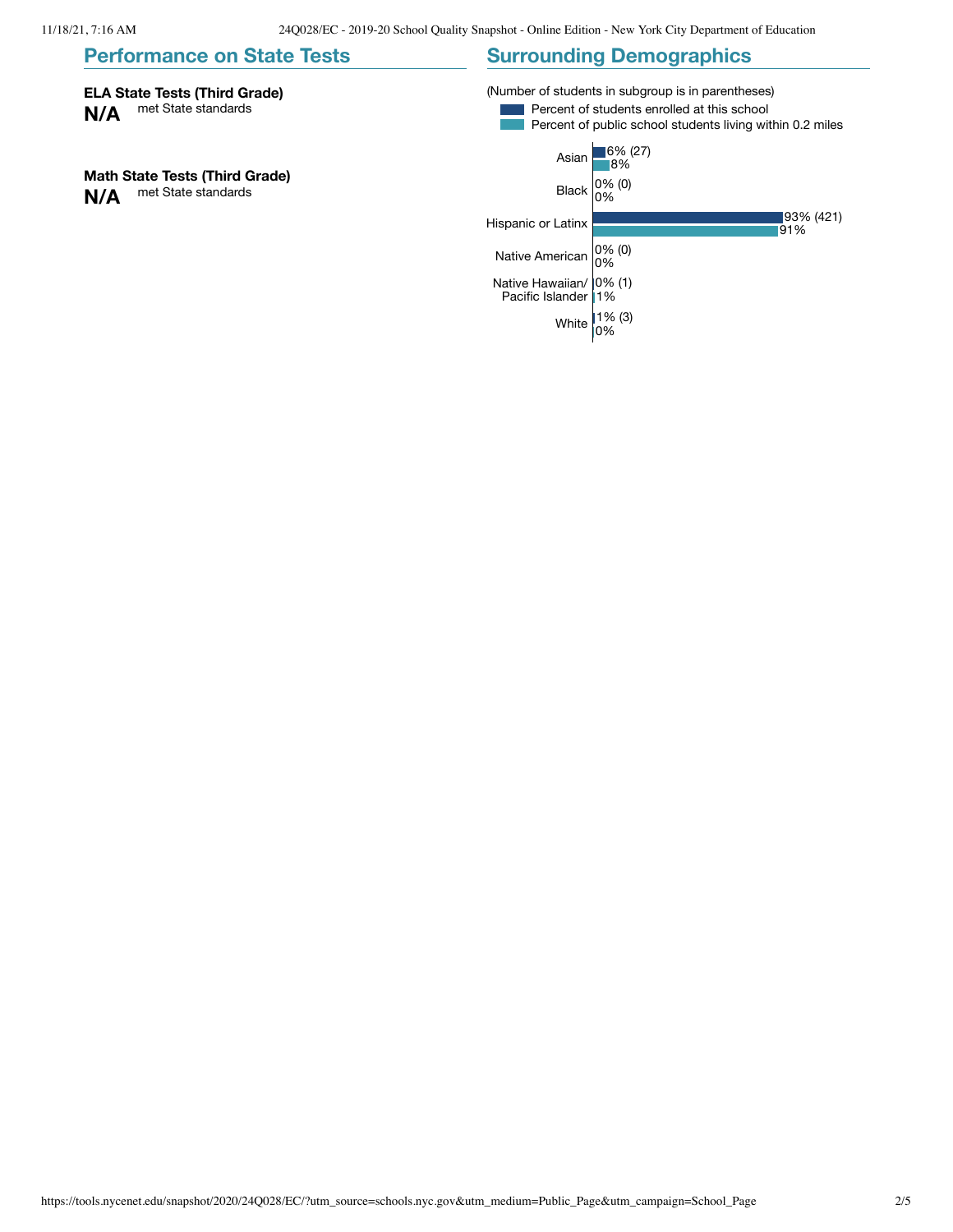## Performance on State Tests

**ELA State Tests (Third Grade)**
**N/A** met State standards

**Math State Tests (Third Grade)**
**N/A** met State standards

## Surrounding Demographics

(Number of students in subgroup is in parentheses)

| | Percent of students enrolled at this school | Percent of public school students living within 0.2 miles |
|---|---|---|
| Asian | 6% (27) | 8% |
| Black | 0% (0) | 0% |
| Hispanic or Latinx | 93% (421) | 91% |
| Native American | 0% (0) | 0% |
| Native Hawaiian/ Pacific Islander | 0% (1) | 1% |
| White | 1% (3) | 0% |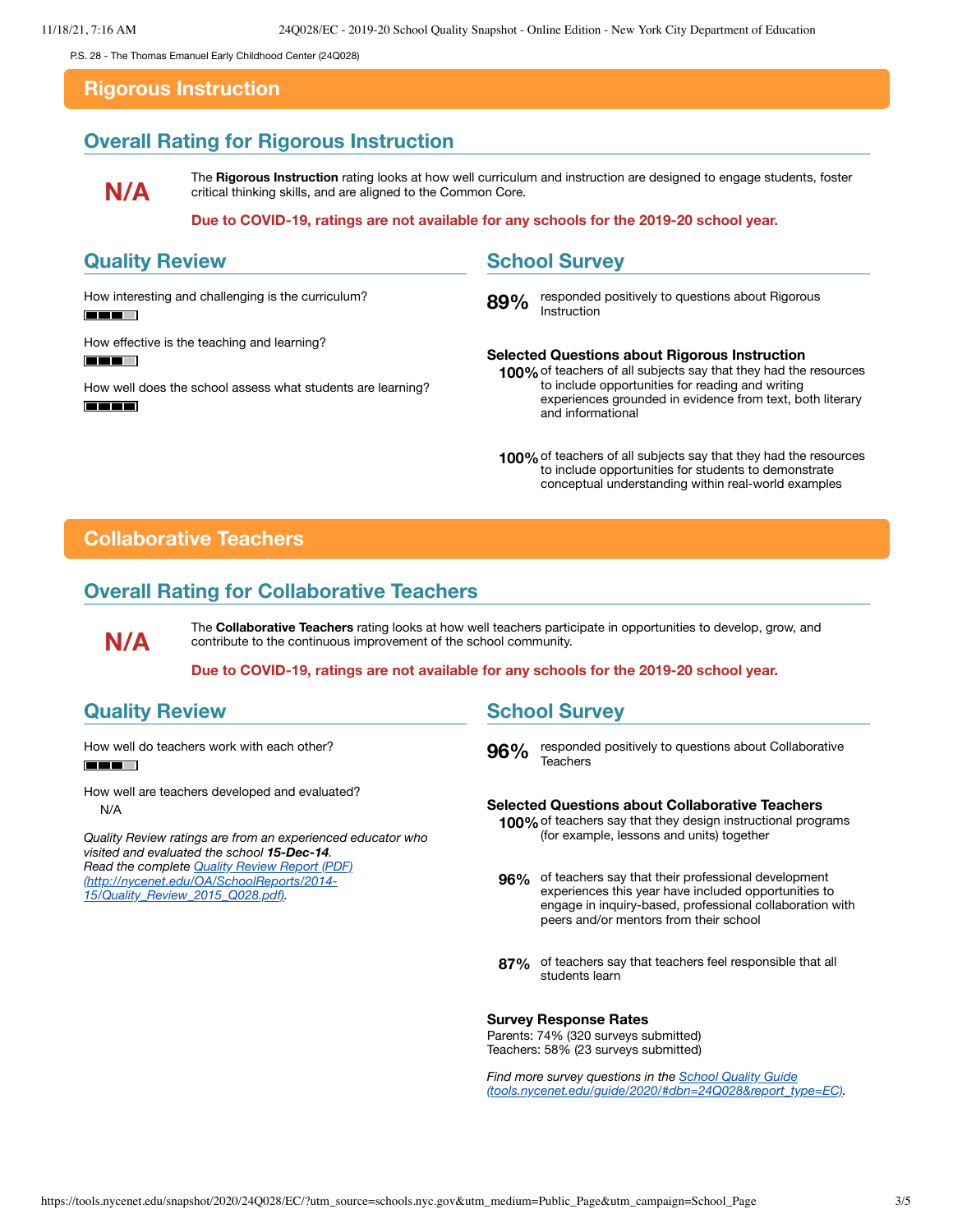P.S. 28 - The Thomas Emanuel Early Childhood Center (24Q028)

# Rigorous Instruction

## Overall Rating for Rigorous Instruction

**N/A**

The **Rigorous Instruction** rating looks at how well curriculum and instruction are designed to engage students, foster critical thinking skills, and are aligned to the Common Core.

**Due to COVID-19, ratings are not available for any schools for the 2019-20 school year.**

## Quality Review

How interesting and challenging is the curriculum?

How effective is the teaching and learning?

How well does the school assess what students are learning?

## School Survey

**89%** responded positively to questions about Rigorous Instruction

**Selected Questions about Rigorous Instruction**

**100%** of teachers of all subjects say that they had the resources to include opportunities for reading and writing experiences grounded in evidence from text, both literary and informational

**100%** of teachers of all subjects say that they had the resources to include opportunities for students to demonstrate conceptual understanding within real-world examples

# Collaborative Teachers

## Overall Rating for Collaborative Teachers

**N/A**

The **Collaborative Teachers** rating looks at how well teachers participate in opportunities to develop, grow, and contribute to the continuous improvement of the school community.

**Due to COVID-19, ratings are not available for any schools for the 2019-20 school year.**

## Quality Review

How well do teachers work with each other?

How well are teachers developed and evaluated?

N/A

*Quality Review ratings are from an experienced educator who visited and evaluated the school* ***15-Dec-14****.*
*Read the complete Quality Review Report (PDF) (http://nycenet.edu/OA/SchoolReports/2014-15/Quality_Review_2015_Q028.pdf).*

## School Survey

**96%** responded positively to questions about Collaborative Teachers

**Selected Questions about Collaborative Teachers**

**100%** of teachers say that they design instructional programs (for example, lessons and units) together

**96%** of teachers say that their professional development experiences this year have included opportunities to engage in inquiry-based, professional collaboration with peers and/or mentors from their school

**87%** of teachers say that teachers feel responsible that all students learn

**Survey Response Rates**
Parents: 74% (320 surveys submitted)
Teachers: 58% (23 surveys submitted)

*Find more survey questions in the School Quality Guide (tools.nycenet.edu/guide/2020/#dbn=24Q028&report_type=EC).*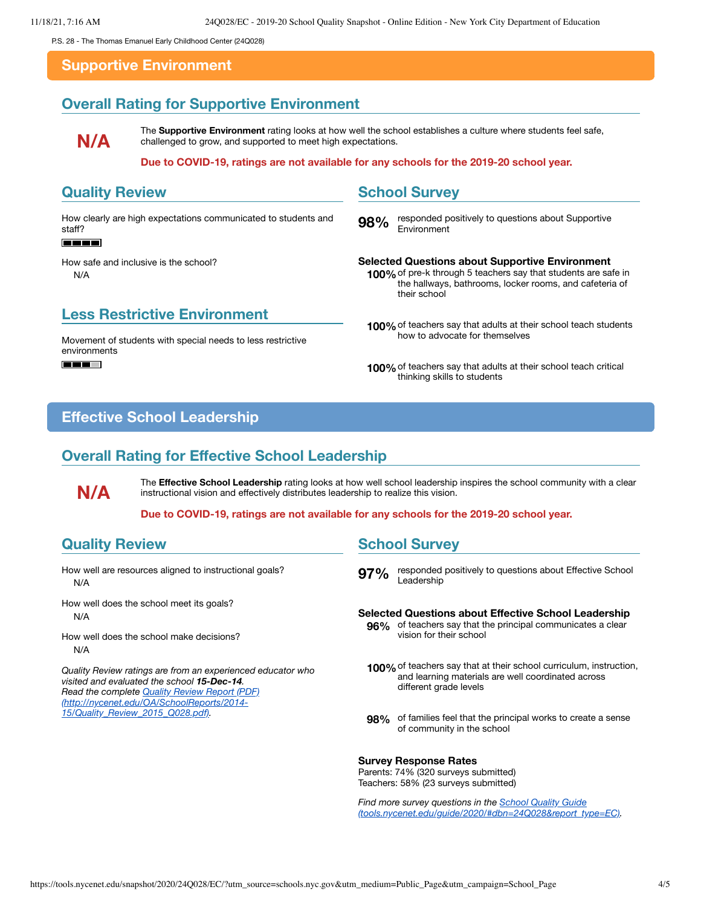P.S. 28 - The Thomas Emanuel Early Childhood Center (24Q028)

# Supportive Environment

## Overall Rating for Supportive Environment

**N/A**

The **Supportive Environment** rating looks at how well the school establishes a culture where students feel safe, challenged to grow, and supported to meet high expectations.

**Due to COVID-19, ratings are not available for any schools for the 2019-20 school year.**

## Quality Review

How clearly are high expectations communicated to students and staff?

■■■■

How safe and inclusive is the school?

N/A

## Less Restrictive Environment

Movement of students with special needs to less restrictive environments

■■■□

## School Survey

**98%** responded positively to questions about Supportive Environment

### Selected Questions about Supportive Environment

**100%** of pre-k through 5 teachers say that students are safe in the hallways, bathrooms, locker rooms, and cafeteria of their school

**100%** of teachers say that adults at their school teach students how to advocate for themselves

**100%** of teachers say that adults at their school teach critical thinking skills to students

# Effective School Leadership

## Overall Rating for Effective School Leadership

**N/A**

The **Effective School Leadership** rating looks at how well school leadership inspires the school community with a clear instructional vision and effectively distributes leadership to realize this vision.

**Due to COVID-19, ratings are not available for any schools for the 2019-20 school year.**

## Quality Review

How well are resources aligned to instructional goals?

N/A

How well does the school meet its goals?

N/A

How well does the school make decisions?

N/A

*Quality Review ratings are from an experienced educator who visited and evaluated the school **15-Dec-14**.*
*Read the complete Quality Review Report (PDF) (http://nycenet.edu/OA/SchoolReports/2014-15/Quality_Review_2015_Q028.pdf).*

## School Survey

**97%** responded positively to questions about Effective School Leadership

### Selected Questions about Effective School Leadership

**96%** of teachers say that the principal communicates a clear vision for their school

**100%** of teachers say that at their school curriculum, instruction, and learning materials are well coordinated across different grade levels

**98%** of families feel that the principal works to create a sense of community in the school

### Survey Response Rates

Parents: 74% (320 surveys submitted)
Teachers: 58% (23 surveys submitted)

*Find more survey questions in the School Quality Guide (tools.nycenet.edu/guide/2020/#dbn=24Q028&report_type=EC).*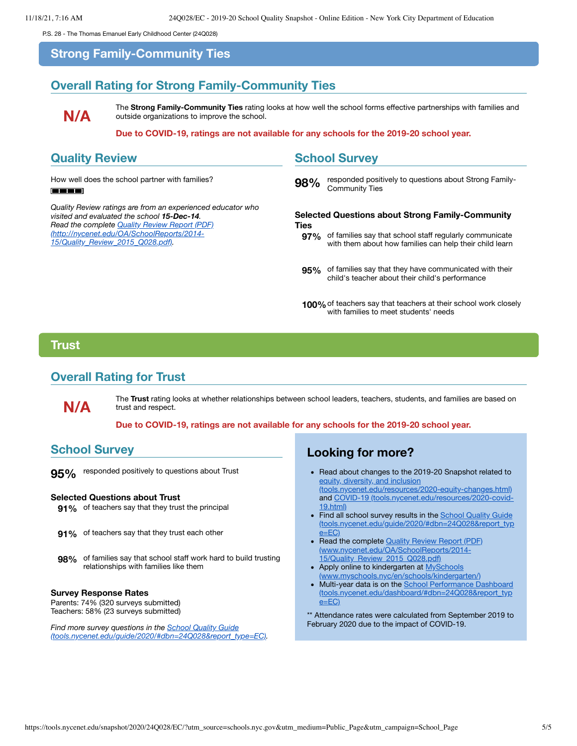# Strong Family-Community Ties

## Overall Rating for Strong Family-Community Ties

**N/A**

The **Strong Family-Community Ties** rating looks at how well the school forms effective partnerships with families and outside organizations to improve the school.

**Due to COVID-19, ratings are not available for any schools for the 2019-20 school year.**

## Quality Review

How well does the school partner with families?

■■■■

*Quality Review ratings are from an experienced educator who visited and evaluated the school **15-Dec-14**.*
*Read the complete [Quality Review Report (PDF) (http://nycenet.edu/OA/SchoolReports/2014-15/Quality_Review_2015_Q028.pdf)](http://nycenet.edu/OA/SchoolReports/2014-15/Quality_Review_2015_Q028.pdf).*

## School Survey

**98%** responded positively to questions about Strong Family-Community Ties

**Selected Questions about Strong Family-Community Ties**

**97%** of families say that school staff regularly communicate with them about how families can help their child learn

**95%** of families say that they have communicated with their child's teacher about their child's performance

**100%** of teachers say that teachers at their school work closely with families to meet students' needs

# Trust

## Overall Rating for Trust

**N/A**

The **Trust** rating looks at whether relationships between school leaders, teachers, students, and families are based on trust and respect.

**Due to COVID-19, ratings are not available for any schools for the 2019-20 school year.**

## School Survey

**95%** responded positively to questions about Trust

**Selected Questions about Trust**

**91%** of teachers say that they trust the principal

**91%** of teachers say that they trust each other

**98%** of families say that school staff work hard to build trusting relationships with families like them

**Survey Response Rates**
Parents: 74% (320 surveys submitted)
Teachers: 58% (23 surveys submitted)

*Find more survey questions in the [School Quality Guide (tools.nycenet.edu/guide/2020/#dbn=24Q028&report_type=EC)](tools.nycenet.edu/guide/2020/#dbn=24Q028&report_type=EC).*

## Looking for more?

- Read about changes to the 2019-20 Snapshot related to [equity, diversity, and inclusion (tools.nycenet.edu/resources/2020-equity-changes.html)](tools.nycenet.edu/resources/2020-equity-changes.html) and [COVID-19 (tools.nycenet.edu/resources/2020-covid-19.html)](tools.nycenet.edu/resources/2020-covid-19.html)
- Find all school survey results in the [School Quality Guide (tools.nycenet.edu/guide/2020/#dbn=24Q028&report_type=EC)](tools.nycenet.edu/guide/2020/#dbn=24Q028&report_type=EC)
- Read the complete [Quality Review Report (PDF) (www.nycenet.edu/OA/SchoolReports/2014-15/Quality_Review_2015_Q028.pdf)](www.nycenet.edu/OA/SchoolReports/2014-15/Quality_Review_2015_Q028.pdf)
- Apply online to kindergarten at [MySchools (www.myschools.nyc/en/schools/kindergarten/)](www.myschools.nyc/en/schools/kindergarten/)
- Multi-year data is on the [School Performance Dashboard (tools.nycenet.edu/dashboard/#dbn=24Q028&report_type=EC)](tools.nycenet.edu/dashboard/#dbn=24Q028&report_type=EC)

** Attendance rates were calculated from September 2019 to February 2020 due to the impact of COVID-19.